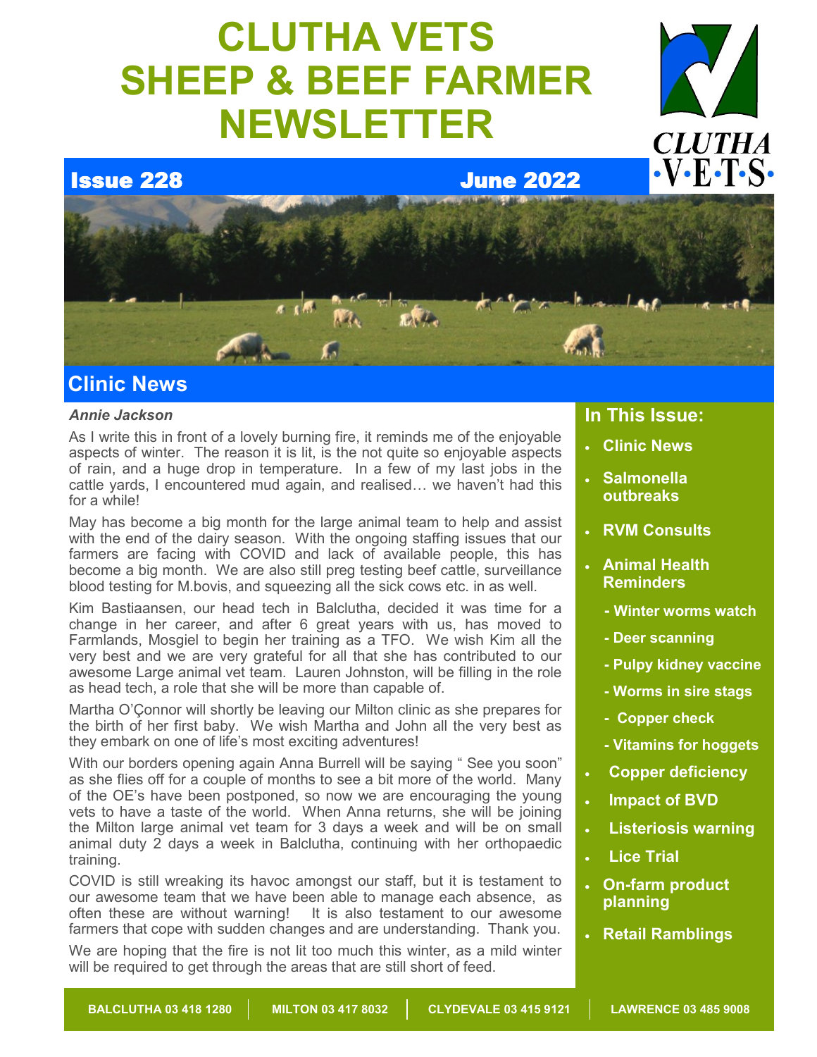# CLUTHA VETS SHEEP & BEEF FARMER NEWSLETTER

**Issue 228** **June 2022**

## Clinic News

***Annie Jackson***

As I write this in front of a lovely burning fire, it reminds me of the enjoyable aspects of winter. The reason it is lit, is the not quite so enjoyable aspects of rain, and a huge drop in temperature. In a few of my last jobs in the cattle yards, I encountered mud again, and realised… we haven't had this for a while!

May has become a big month for the large animal team to help and assist with the end of the dairy season. With the ongoing staffing issues that our farmers are facing with COVID and lack of available people, this has become a big month. We are also still preg testing beef cattle, surveillance blood testing for M.bovis, and squeezing all the sick cows etc. in as well.

Kim Bastiaansen, our head tech in Balclutha, decided it was time for a change in her career, and after 6 great years with us, has moved to Farmlands, Mosgiel to begin her training as a TFO. We wish Kim all the very best and we are very grateful for all that she has contributed to our awesome Large animal vet team. Lauren Johnston, will be filling in the role as head tech, a role that she will be more than capable of.

Martha O'Çonnor will shortly be leaving our Milton clinic as she prepares for the birth of her first baby. We wish Martha and John all the very best as they embark on one of life's most exciting adventures!

With our borders opening again Anna Burrell will be saying " See you soon" as she flies off for a couple of months to see a bit more of the world. Many of the OE's have been postponed, so now we are encouraging the young vets to have a taste of the world. When Anna returns, she will be joining the Milton large animal vet team for 3 days a week and will be on small animal duty 2 days a week in Balclutha, continuing with her orthopaedic training.

COVID is still wreaking its havoc amongst our staff, but it is testament to our awesome team that we have been able to manage each absence, as often these are without warning! It is also testament to our awesome farmers that cope with sudden changes and are understanding. Thank you.

We are hoping that the fire is not lit too much this winter, as a mild winter will be required to get through the areas that are still short of feed.

### In This Issue:

- Clinic News
- Salmonella outbreaks
- RVM Consults
- Animal Health Reminders
  - Winter worms watch
  - Deer scanning
  - Pulpy kidney vaccine
  - Worms in sire stags
  - Copper check
  - Vitamins for hoggets
- Copper deficiency
- Impact of BVD
- Listeriosis warning
- Lice Trial
- On-farm product planning
- Retail Ramblings

BALCLUTHA 03 418 1280 | MILTON 03 417 8032 | CLYDEVALE 03 415 9121 | LAWRENCE 03 485 9008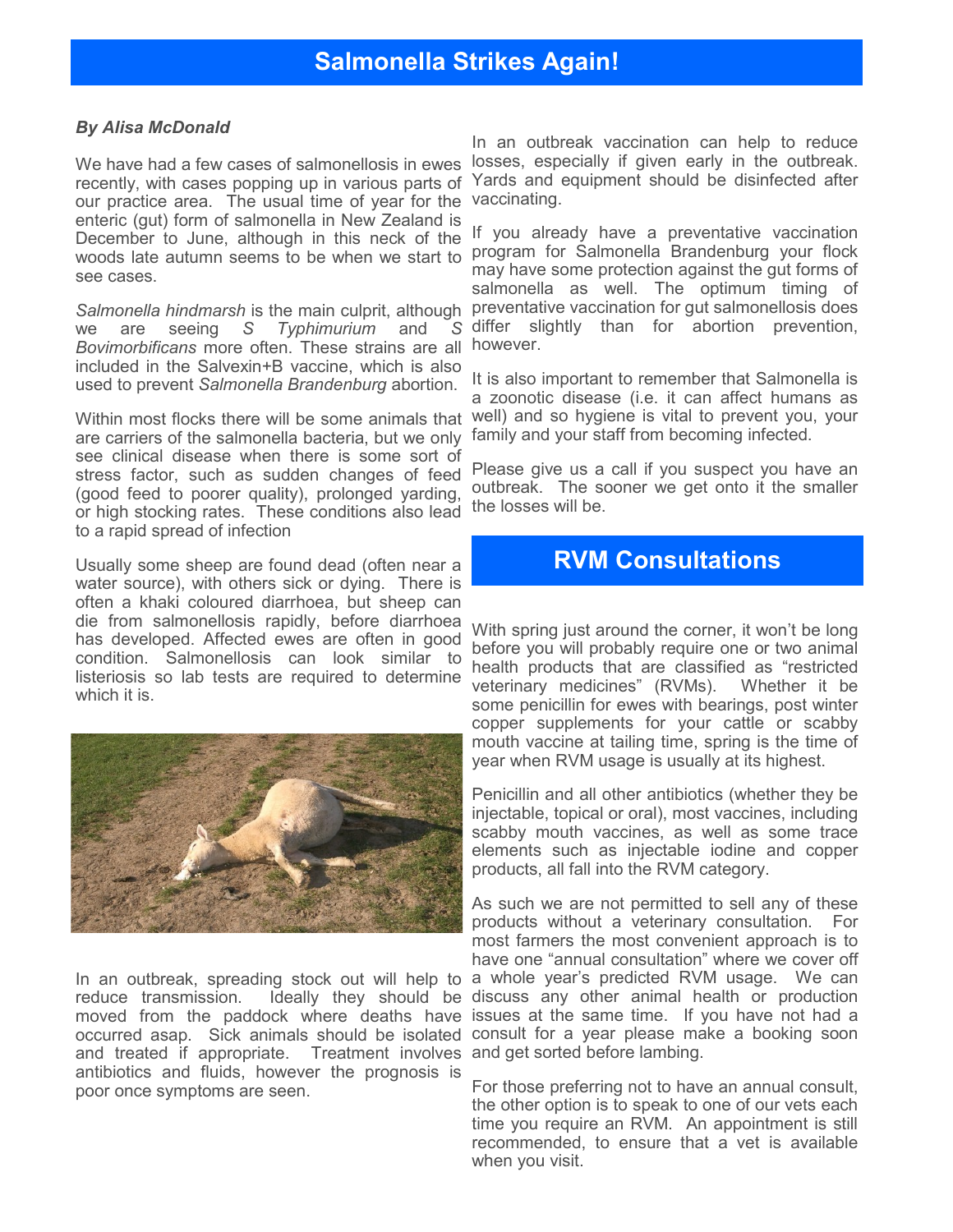## Salmonella Strikes Again!

***By Alisa McDonald***

We have had a few cases of salmonellosis in ewes recently, with cases popping up in various parts of our practice area. The usual time of year for the enteric (gut) form of salmonella in New Zealand is December to June, although in this neck of the woods late autumn seems to be when we start to see cases.

*Salmonella hindmarsh* is the main culprit, although we are seeing *S Typhimurium* and *S Bovimorbificans* more often. These strains are all included in the Salvexin+B vaccine, which is also used to prevent *Salmonella Brandenburg* abortion.

Within most flocks there will be some animals that are carriers of the salmonella bacteria, but we only see clinical disease when there is some sort of stress factor, such as sudden changes of feed (good feed to poorer quality), prolonged yarding, or high stocking rates. These conditions also lead to a rapid spread of infection

Usually some sheep are found dead (often near a water source), with others sick or dying. There is often a khaki coloured diarrhoea, but sheep can die from salmonellosis rapidly, before diarrhoea has developed. Affected ewes are often in good condition. Salmonellosis can look similar to listeriosis so lab tests are required to determine which it is.

In an outbreak, spreading stock out will help to reduce transmission. Ideally they should be moved from the paddock where deaths have occurred asap. Sick animals should be isolated and treated if appropriate. Treatment involves antibiotics and fluids, however the prognosis is poor once symptoms are seen.

In an outbreak vaccination can help to reduce losses, especially if given early in the outbreak. Yards and equipment should be disinfected after vaccinating.

If you already have a preventative vaccination program for Salmonella Brandenburg your flock may have some protection against the gut forms of salmonella as well. The optimum timing of preventative vaccination for gut salmonellosis does differ slightly than for abortion prevention, however.

It is also important to remember that Salmonella is a zoonotic disease (i.e. it can affect humans as well) and so hygiene is vital to prevent you, your family and your staff from becoming infected.

Please give us a call if you suspect you have an outbreak. The sooner we get onto it the smaller the losses will be.

## RVM Consultations

With spring just around the corner, it won't be long before you will probably require one or two animal health products that are classified as "restricted veterinary medicines" (RVMs). Whether it be some penicillin for ewes with bearings, post winter copper supplements for your cattle or scabby mouth vaccine at tailing time, spring is the time of year when RVM usage is usually at its highest.

Penicillin and all other antibiotics (whether they be injectable, topical or oral), most vaccines, including scabby mouth vaccines, as well as some trace elements such as injectable iodine and copper products, all fall into the RVM category.

As such we are not permitted to sell any of these products without a veterinary consultation. For most farmers the most convenient approach is to have one "annual consultation" where we cover off a whole year's predicted RVM usage. We can discuss any other animal health or production issues at the same time. If you have not had a consult for a year please make a booking soon and get sorted before lambing.

For those preferring not to have an annual consult, the other option is to speak to one of our vets each time you require an RVM. An appointment is still recommended, to ensure that a vet is available when you visit.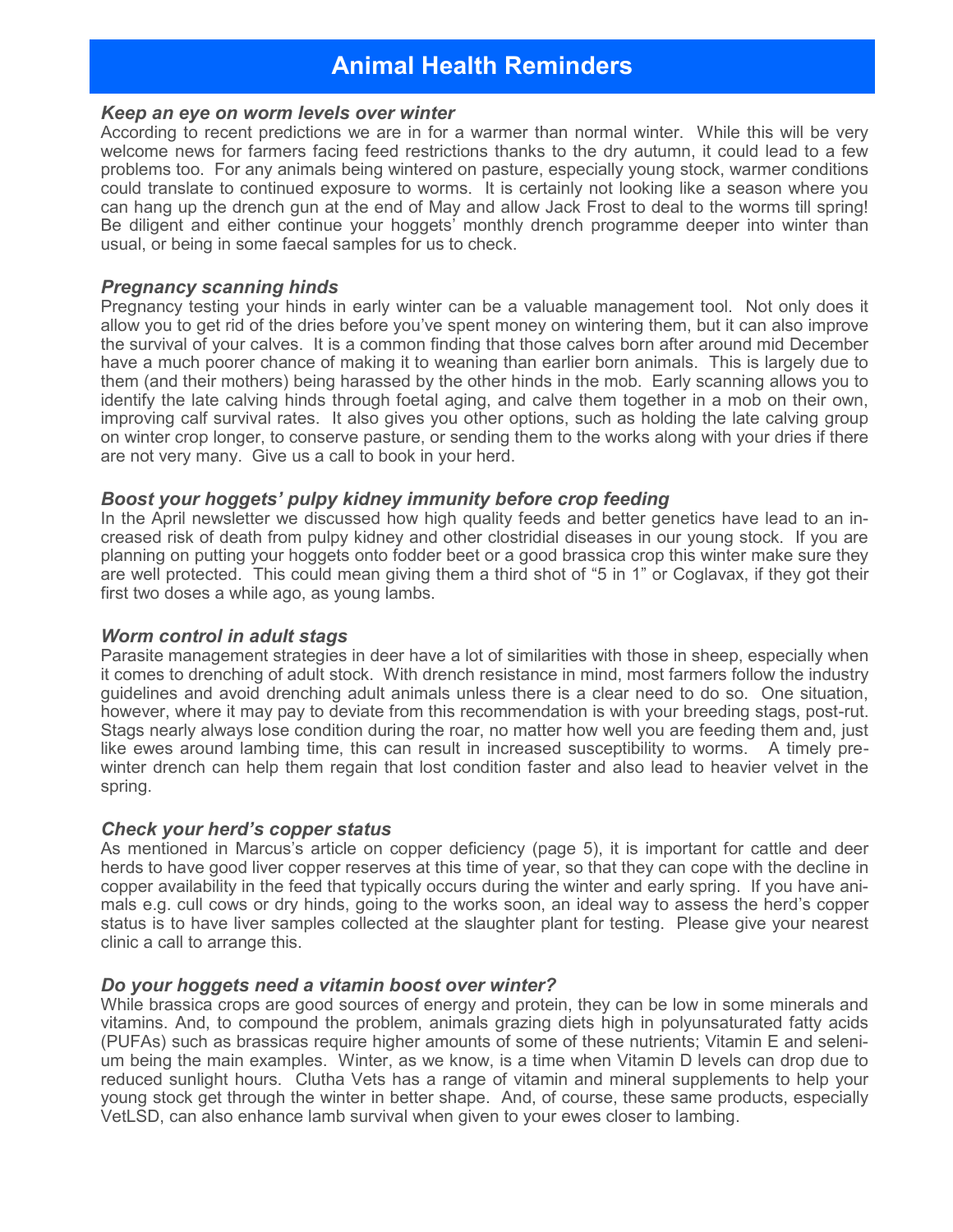# Animal Health Reminders

### *Keep an eye on worm levels over winter*

According to recent predictions we are in for a warmer than normal winter. While this will be very welcome news for farmers facing feed restrictions thanks to the dry autumn, it could lead to a few problems too. For any animals being wintered on pasture, especially young stock, warmer conditions could translate to continued exposure to worms. It is certainly not looking like a season where you can hang up the drench gun at the end of May and allow Jack Frost to deal to the worms till spring! Be diligent and either continue your hoggets' monthly drench programme deeper into winter than usual, or being in some faecal samples for us to check.

### *Pregnancy scanning hinds*

Pregnancy testing your hinds in early winter can be a valuable management tool. Not only does it allow you to get rid of the dries before you've spent money on wintering them, but it can also improve the survival of your calves. It is a common finding that those calves born after around mid December have a much poorer chance of making it to weaning than earlier born animals. This is largely due to them (and their mothers) being harassed by the other hinds in the mob. Early scanning allows you to identify the late calving hinds through foetal aging, and calve them together in a mob on their own, improving calf survival rates. It also gives you other options, such as holding the late calving group on winter crop longer, to conserve pasture, or sending them to the works along with your dries if there are not very many. Give us a call to book in your herd.

### *Boost your hoggets' pulpy kidney immunity before crop feeding*

In the April newsletter we discussed how high quality feeds and better genetics have lead to an increased risk of death from pulpy kidney and other clostridial diseases in our young stock. If you are planning on putting your hoggets onto fodder beet or a good brassica crop this winter make sure they are well protected. This could mean giving them a third shot of "5 in 1" or Coglavax, if they got their first two doses a while ago, as young lambs.

### *Worm control in adult stags*

Parasite management strategies in deer have a lot of similarities with those in sheep, especially when it comes to drenching of adult stock. With drench resistance in mind, most farmers follow the industry guidelines and avoid drenching adult animals unless there is a clear need to do so. One situation, however, where it may pay to deviate from this recommendation is with your breeding stags, post-rut. Stags nearly always lose condition during the roar, no matter how well you are feeding them and, just like ewes around lambing time, this can result in increased susceptibility to worms. A timely pre-winter drench can help them regain that lost condition faster and also lead to heavier velvet in the spring.

### *Check your herd's copper status*

As mentioned in Marcus's article on copper deficiency (page 5), it is important for cattle and deer herds to have good liver copper reserves at this time of year, so that they can cope with the decline in copper availability in the feed that typically occurs during the winter and early spring. If you have animals e.g. cull cows or dry hinds, going to the works soon, an ideal way to assess the herd's copper status is to have liver samples collected at the slaughter plant for testing. Please give your nearest clinic a call to arrange this.

### *Do your hoggets need a vitamin boost over winter?*

While brassica crops are good sources of energy and protein, they can be low in some minerals and vitamins. And, to compound the problem, animals grazing diets high in polyunsaturated fatty acids (PUFAs) such as brassicas require higher amounts of some of these nutrients; Vitamin E and selenium being the main examples. Winter, as we know, is a time when Vitamin D levels can drop due to reduced sunlight hours. Clutha Vets has a range of vitamin and mineral supplements to help your young stock get through the winter in better shape. And, of course, these same products, especially VetLSD, can also enhance lamb survival when given to your ewes closer to lambing.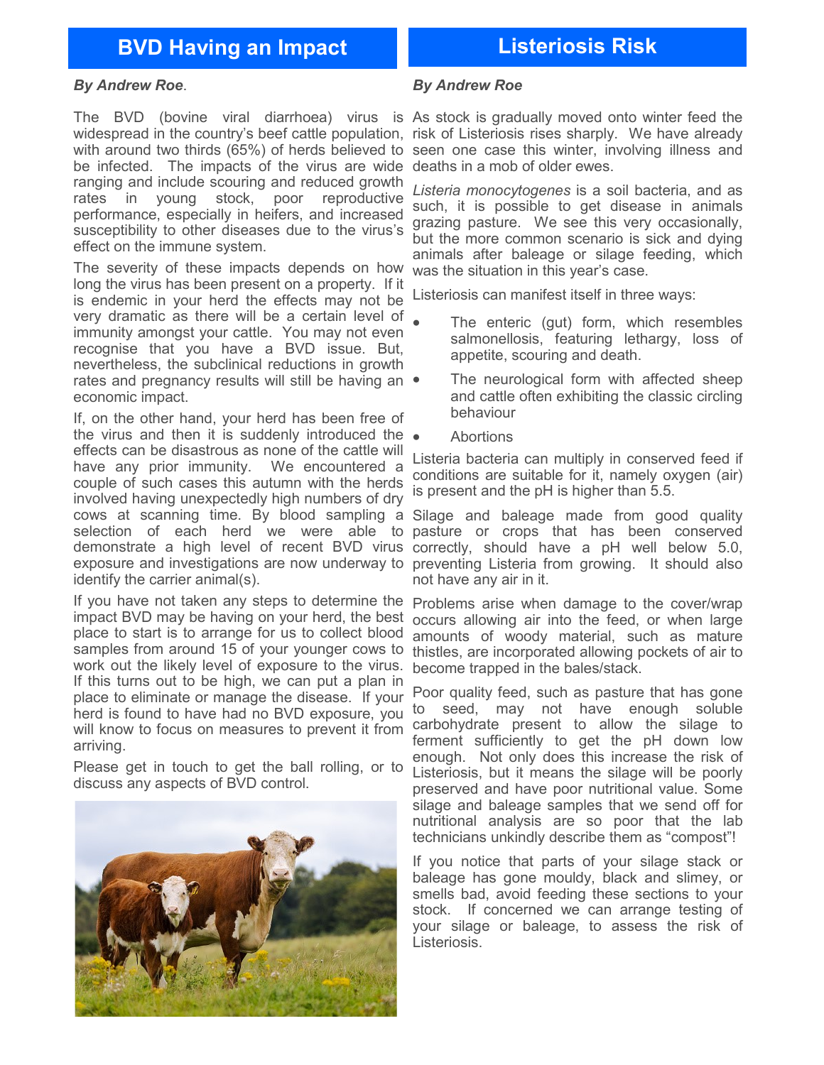## BVD Having an Impact

***By Andrew Roe**.*

The BVD (bovine viral diarrhoea) virus is widespread in the country's beef cattle population, with around two thirds (65%) of herds believed to be infected. The impacts of the virus are wide ranging and include scouring and reduced growth rates in young stock, poor reproductive performance, especially in heifers, and increased susceptibility to other diseases due to the virus's effect on the immune system.

The severity of these impacts depends on how long the virus has been present on a property. If it is endemic in your herd the effects may not be very dramatic as there will be a certain level of immunity amongst your cattle. You may not even recognise that you have a BVD issue. But, nevertheless, the subclinical reductions in growth rates and pregnancy results will still be having an economic impact.

If, on the other hand, your herd has been free of the virus and then it is suddenly introduced the effects can be disastrous as none of the cattle will have any prior immunity. We encountered a couple of such cases this autumn with the herds involved having unexpectedly high numbers of dry cows at scanning time. By blood sampling a selection of each herd we were able to demonstrate a high level of recent BVD virus exposure and investigations are now underway to identify the carrier animal(s).

If you have not taken any steps to determine the impact BVD may be having on your herd, the best place to start is to arrange for us to collect blood samples from around 15 of your younger cows to work out the likely level of exposure to the virus. If this turns out to be high, we can put a plan in place to eliminate or manage the disease. If your herd is found to have had no BVD exposure, you will know to focus on measures to prevent it from arriving.

Please get in touch to get the ball rolling, or to discuss any aspects of BVD control.

## Listeriosis Risk

***By Andrew Roe***

As stock is gradually moved onto winter feed the risk of Listeriosis rises sharply. We have already seen one case this winter, involving illness and deaths in a mob of older ewes.

*Listeria monocytogenes* is a soil bacteria, and as such, it is possible to get disease in animals grazing pasture. We see this very occasionally, but the more common scenario is sick and dying animals after baleage or silage feeding, which was the situation in this year's case.

Listeriosis can manifest itself in three ways:

- The enteric (gut) form, which resembles salmonellosis, featuring lethargy, loss of appetite, scouring and death.
- The neurological form with affected sheep and cattle often exhibiting the classic circling behaviour
- Abortions

Listeria bacteria can multiply in conserved feed if conditions are suitable for it, namely oxygen (air) is present and the pH is higher than 5.5.

Silage and baleage made from good quality pasture or crops that has been conserved correctly, should have a pH well below 5.0, preventing Listeria from growing. It should also not have any air in it.

Problems arise when damage to the cover/wrap occurs allowing air into the feed, or when large amounts of woody material, such as mature thistles, are incorporated allowing pockets of air to become trapped in the bales/stack.

Poor quality feed, such as pasture that has gone to seed, may not have enough soluble carbohydrate present to allow the silage to ferment sufficiently to get the pH down low enough. Not only does this increase the risk of Listeriosis, but it means the silage will be poorly preserved and have poor nutritional value. Some silage and baleage samples that we send off for nutritional analysis are so poor that the lab technicians unkindly describe them as "compost"!

If you notice that parts of your silage stack or baleage has gone mouldy, black and slimey, or smells bad, avoid feeding these sections to your stock. If concerned we can arrange testing of your silage or baleage, to assess the risk of Listeriosis.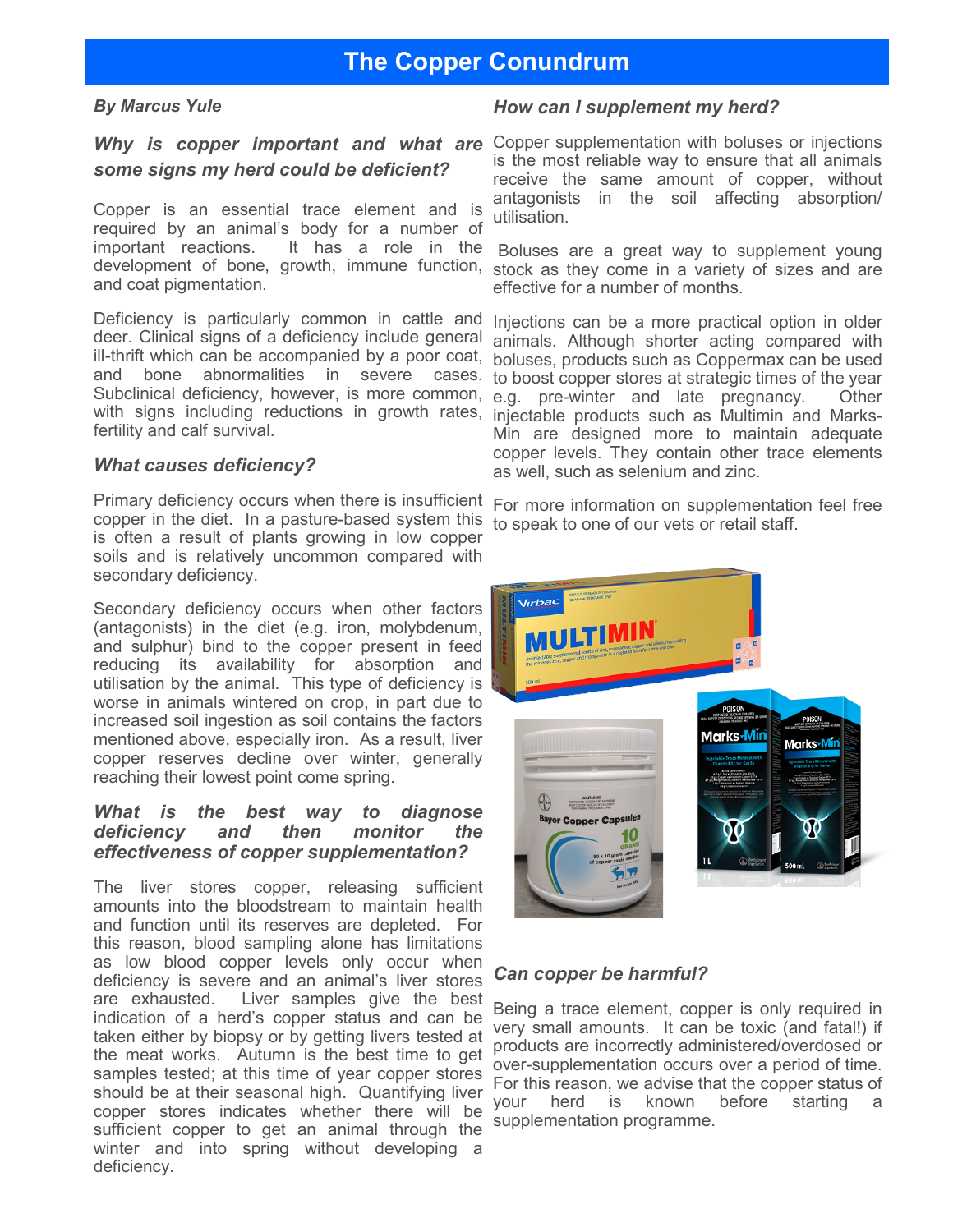# The Copper Conundrum

***By Marcus Yule***

## *Why is copper important and what are some signs my herd could be deficient?*

Copper is an essential trace element and is required by an animal's body for a number of important reactions. It has a role in the development of bone, growth, immune function, and coat pigmentation.

Deficiency is particularly common in cattle and deer. Clinical signs of a deficiency include general ill-thrift which can be accompanied by a poor coat, and bone abnormalities in severe cases. Subclinical deficiency, however, is more common, with signs including reductions in growth rates, fertility and calf survival.

## *What causes deficiency?*

Primary deficiency occurs when there is insufficient copper in the diet. In a pasture-based system this is often a result of plants growing in low copper soils and is relatively uncommon compared with secondary deficiency.

Secondary deficiency occurs when other factors (antagonists) in the diet (e.g. iron, molybdenum, and sulphur) bind to the copper present in feed reducing its availability for absorption and utilisation by the animal. This type of deficiency is worse in animals wintered on crop, in part due to increased soil ingestion as soil contains the factors mentioned above, especially iron. As a result, liver copper reserves decline over winter, generally reaching their lowest point come spring.

## *What is the best way to diagnose deficiency and then monitor the effectiveness of copper supplementation?*

The liver stores copper, releasing sufficient amounts into the bloodstream to maintain health and function until its reserves are depleted. For this reason, blood sampling alone has limitations as low blood copper levels only occur when deficiency is severe and an animal's liver stores are exhausted. Liver samples give the best indication of a herd's copper status and can be taken either by biopsy or by getting livers tested at the meat works. Autumn is the best time to get samples tested; at this time of year copper stores should be at their seasonal high. Quantifying liver copper stores indicates whether there will be sufficient copper to get an animal through the winter and into spring without developing a deficiency.

## *How can I supplement my herd?*

Copper supplementation with boluses or injections is the most reliable way to ensure that all animals receive the same amount of copper, without antagonists in the soil affecting absorption/ utilisation.

Boluses are a great way to supplement young stock as they come in a variety of sizes and are effective for a number of months.

Injections can be a more practical option in older animals. Although shorter acting compared with boluses, products such as Coppermax can be used to boost copper stores at strategic times of the year e.g. pre-winter and late pregnancy. Other injectable products such as Multimin and Marks-Min are designed more to maintain adequate copper levels. They contain other trace elements as well, such as selenium and zinc.

For more information on supplementation feel free to speak to one of our vets or retail staff.

## *Can copper be harmful?*

Being a trace element, copper is only required in very small amounts. It can be toxic (and fatal!) if products are incorrectly administered/overdosed or over-supplementation occurs over a period of time. For this reason, we advise that the copper status of your herd is known before starting a supplementation programme.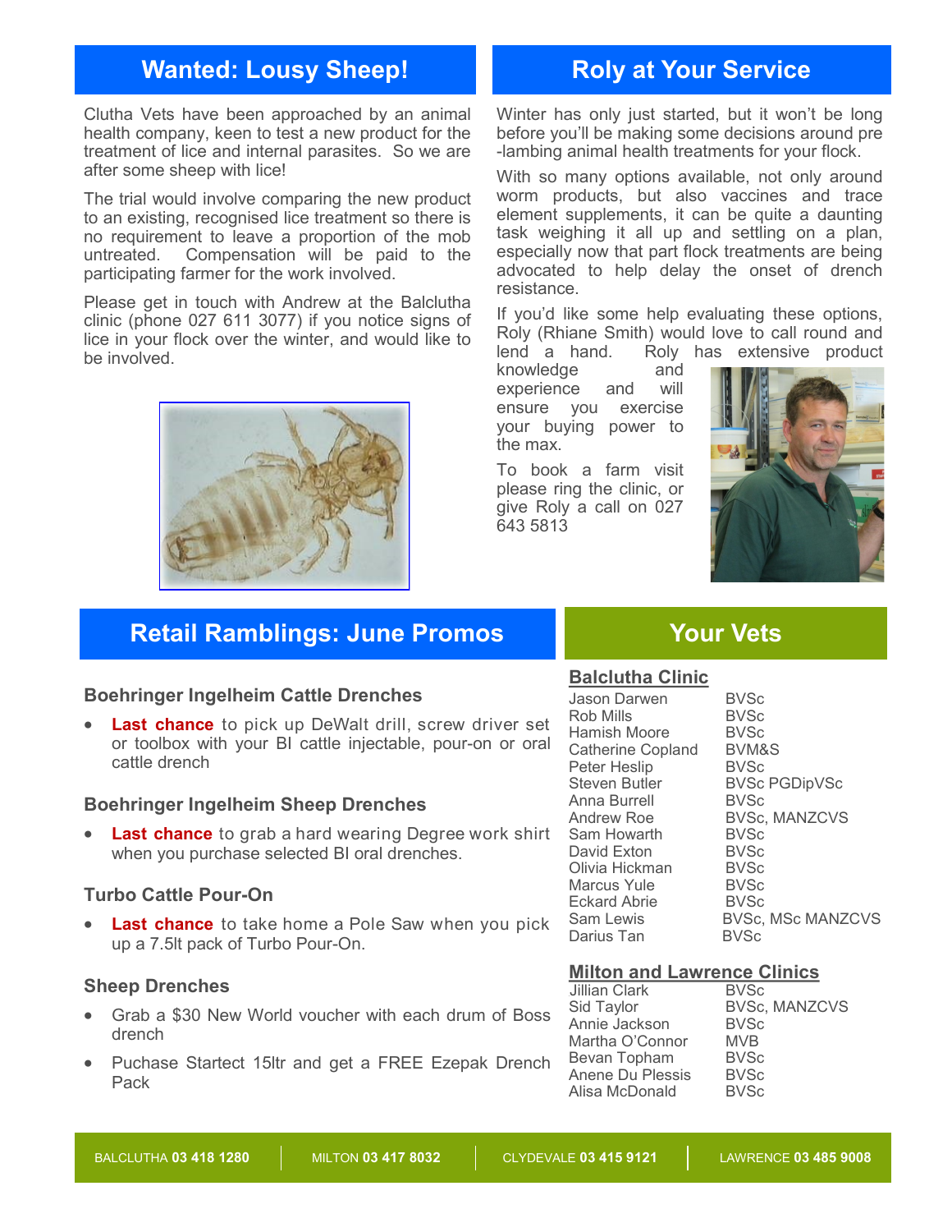## Wanted: Lousy Sheep!

Clutha Vets have been approached by an animal health company, keen to test a new product for the treatment of lice and internal parasites. So we are after some sheep with lice!

The trial would involve comparing the new product to an existing, recognised lice treatment so there is no requirement to leave a proportion of the mob untreated. Compensation will be paid to the participating farmer for the work involved.

Please get in touch with Andrew at the Balclutha clinic (phone 027 611 3077) if you notice signs of lice in your flock over the winter, and would like to be involved.

## Roly at Your Service

Winter has only just started, but it won't be long before you'll be making some decisions around pre-lambing animal health treatments for your flock.

With so many options available, not only around worm products, but also vaccines and trace element supplements, it can be quite a daunting task weighing it all up and settling on a plan, especially now that part flock treatments are being advocated to help delay the onset of drench resistance.

If you'd like some help evaluating these options, Roly (Rhiane Smith) would love to call round and lend a hand. Roly has extensive product knowledge and experience and will ensure you exercise your buying power to the max.

To book a farm visit please ring the clinic, or give Roly a call on 027 643 5813

## Retail Ramblings: June Promos

### Boehringer Ingelheim Cattle Drenches

- **Last chance** to pick up DeWalt drill, screw driver set or toolbox with your BI cattle injectable, pour-on or oral cattle drench

### Boehringer Ingelheim Sheep Drenches

- **Last chance** to grab a hard wearing Degree work shirt when you purchase selected BI oral drenches.

### Turbo Cattle Pour-On

- **Last chance** to take home a Pole Saw when you pick up a 7.5lt pack of Turbo Pour-On.

### Sheep Drenches

- Grab a $30 New World voucher with each drum of Boss drench
- Puchase Startect 15ltr and get a FREE Ezepak Drench Pack

## Your Vets

### Balclutha Clinic

| | |
|---|---|
| Jason Darwen | BVSc |
| Rob Mills | BVSc |
| Hamish Moore | BVSc |
| Catherine Copland | BVM&S |
| Peter Heslip | BVSc |
| Steven Butler | BVSc PGDipVSc |
| Anna Burrell | BVSc |
| Andrew Roe | BVSc, MANZCVS |
| Sam Howarth | BVSc |
| David Exton | BVSc |
| Olivia Hickman | BVSc |
| Marcus Yule | BVSc |
| Eckard Abrie | BVSc |
| Sam Lewis | BVSc, MSc MANZCVS |
| Darius Tan | BVSc |

### Milton and Lawrence Clinics

| | |
|---|---|
| Jillian Clark | BVSc |
| Sid Taylor | BVSc, MANZCVS |
| Annie Jackson | BVSc |
| Martha O'Connor | MVB |
| Bevan Topham | BVSc |
| Anene Du Plessis | BVSc |
| Alisa McDonald | BVSc |

BALCLUTHA **03 418 1280** | MILTON **03 417 8032** | CLYDEVALE **03 415 9121** | LAWRENCE **03 485 9008**